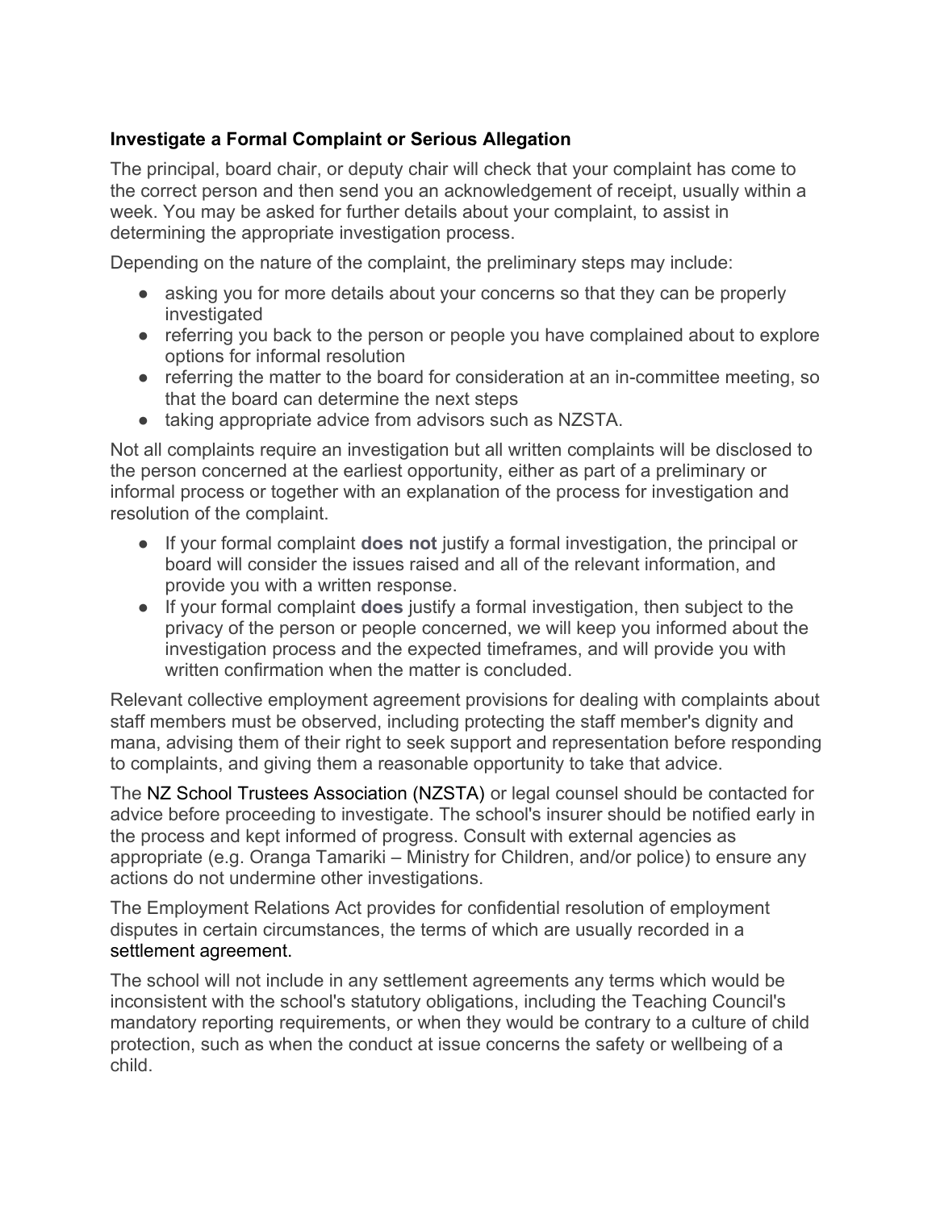## Investigate a Formal Complaint or Serious Allegation

The principal, board chair, or deputy chair will check that your complaint has come to the correct person and then send you an acknowledgement of receipt, usually within a week. You may be asked for further details about your complaint, to assist in determining the appropriate investigation process.

Depending on the nature of the complaint, the preliminary steps may include:

- asking you for more details about your concerns so that they can be properly investigated
- referring you back to the person or people you have complained about to explore options for informal resolution
- referring the matter to the board for consideration at an in-committee meeting, so that the board can determine the next steps
- taking appropriate advice from advisors such as NZSTA.

Not all complaints require an investigation but all written complaints will be disclosed to the person concerned at the earliest opportunity, either as part of a preliminary or informal process or together with an explanation of the process for investigation and resolution of the complaint.

- If your formal complaint **does not** justify a formal investigation, the principal or board will consider the issues raised and all of the relevant information, and provide you with a written response.
- If your formal complaint **does** justify a formal investigation, then subject to the privacy of the person or people concerned, we will keep you informed about the investigation process and the expected timeframes, and will provide you with written confirmation when the matter is concluded.

Relevant collective employment agreement provisions for dealing with complaints about staff members must be observed, including protecting the staff member's dignity and mana, advising them of their right to seek support and representation before responding to complaints, and giving them a reasonable opportunity to take that advice.

The NZ School Trustees Association (NZSTA) or legal counsel should be contacted for advice before proceeding to investigate. The school's insurer should be notified early in the process and kept informed of progress. Consult with external agencies as appropriate (e.g. Oranga Tamariki – Ministry for Children, and/or police) to ensure any actions do not undermine other investigations.

The Employment Relations Act provides for confidential resolution of employment disputes in certain circumstances, the terms of which are usually recorded in a settlement agreement.

The school will not include in any settlement agreements any terms which would be inconsistent with the school's statutory obligations, including the Teaching Council's mandatory reporting requirements, or when they would be contrary to a culture of child protection, such as when the conduct at issue concerns the safety or wellbeing of a child.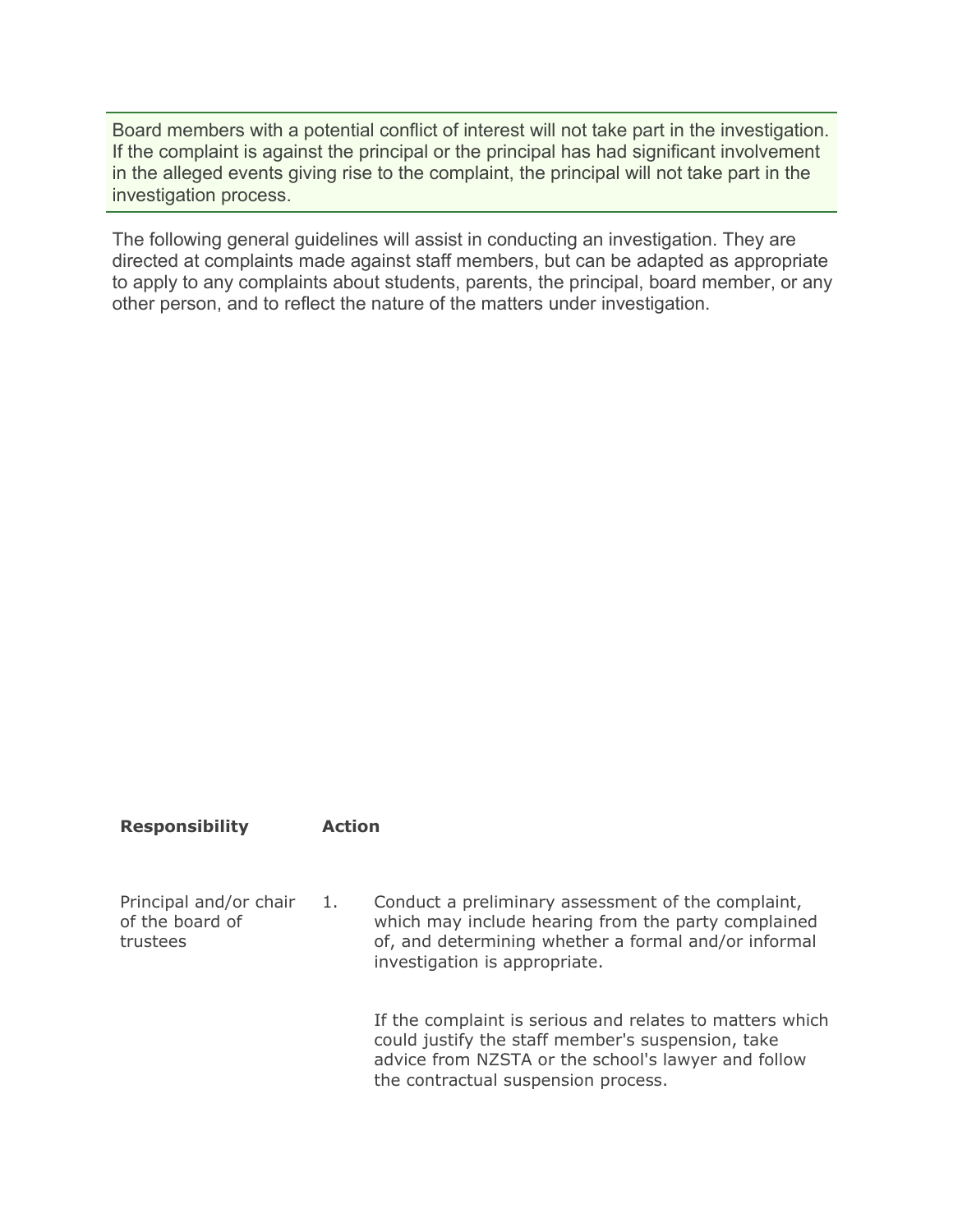> Board members with a potential conflict of interest will not take part in the investigation. If the complaint is against the principal or the principal has had significant involvement in the alleged events giving rise to the complaint, the principal will not take part in the investigation process.

The following general guidelines will assist in conducting an investigation. They are directed at complaints made against staff members, but can be adapted as appropriate to apply to any complaints about students, parents, the principal, board member, or any other person, and to reflect the nature of the matters under investigation.

| **Responsibility** | | **Action** |
|---|---|---|
| Principal and/or chair of the board of trustees | 1. | Conduct a preliminary assessment of the complaint, which may include hearing from the party complained of, and determining whether a formal and/or informal investigation is appropriate.<br><br>If the complaint is serious and relates to matters which could justify the staff member's suspension, take advice from NZSTA or the school's lawyer and follow the contractual suspension process. |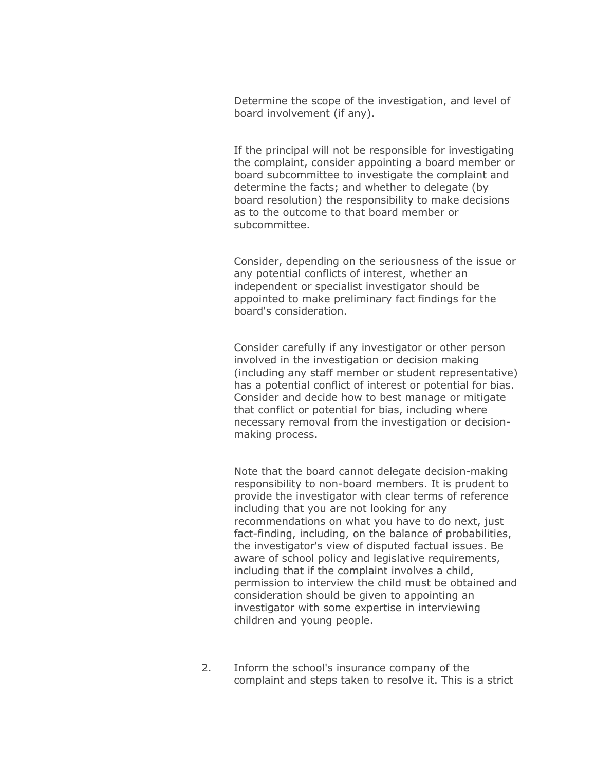Determine the scope of the investigation, and level of board involvement (if any).

If the principal will not be responsible for investigating the complaint, consider appointing a board member or board subcommittee to investigate the complaint and determine the facts; and whether to delegate (by board resolution) the responsibility to make decisions as to the outcome to that board member or subcommittee.

Consider, depending on the seriousness of the issue or any potential conflicts of interest, whether an independent or specialist investigator should be appointed to make preliminary fact findings for the board's consideration.

Consider carefully if any investigator or other person involved in the investigation or decision making (including any staff member or student representative) has a potential conflict of interest or potential for bias. Consider and decide how to best manage or mitigate that conflict or potential for bias, including where necessary removal from the investigation or decision-making process.

Note that the board cannot delegate decision-making responsibility to non-board members. It is prudent to provide the investigator with clear terms of reference including that you are not looking for any recommendations on what you have to do next, just fact-finding, including, on the balance of probabilities, the investigator's view of disputed factual issues. Be aware of school policy and legislative requirements, including that if the complaint involves a child, permission to interview the child must be obtained and consideration should be given to appointing an investigator with some expertise in interviewing children and young people.

2. Inform the school's insurance company of the complaint and steps taken to resolve it. This is a strict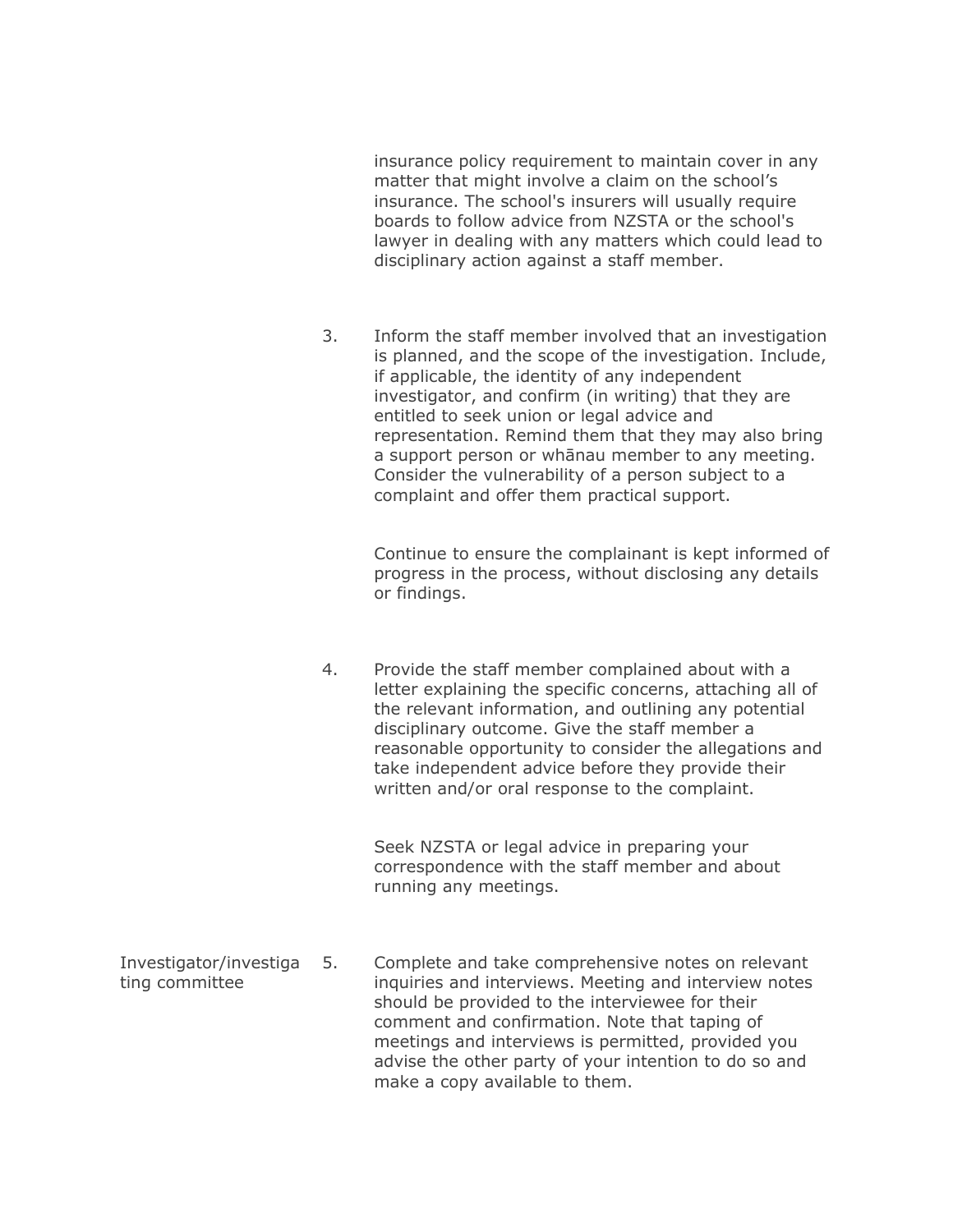insurance policy requirement to maintain cover in any matter that might involve a claim on the school's insurance. The school's insurers will usually require boards to follow advice from NZSTA or the school's lawyer in dealing with any matters which could lead to disciplinary action against a staff member.

3. Inform the staff member involved that an investigation is planned, and the scope of the investigation. Include, if applicable, the identity of any independent investigator, and confirm (in writing) that they are entitled to seek union or legal advice and representation. Remind them that they may also bring a support person or whānau member to any meeting. Consider the vulnerability of a person subject to a complaint and offer them practical support.

   Continue to ensure the complainant is kept informed of progress in the process, without disclosing any details or findings.

4. Provide the staff member complained about with a letter explaining the specific concerns, attaching all of the relevant information, and outlining any potential disciplinary outcome. Give the staff member a reasonable opportunity to consider the allegations and take independent advice before they provide their written and/or oral response to the complaint.

   Seek NZSTA or legal advice in preparing your correspondence with the staff member and about running any meetings.

| Investigator/investigating committee | 5. | Complete and take comprehensive notes on relevant inquiries and interviews. Meeting and interview notes should be provided to the interviewee for their comment and confirmation. Note that taping of meetings and interviews is permitted, provided you advise the other party of your intention to do so and make a copy available to them. |
|---|---|---|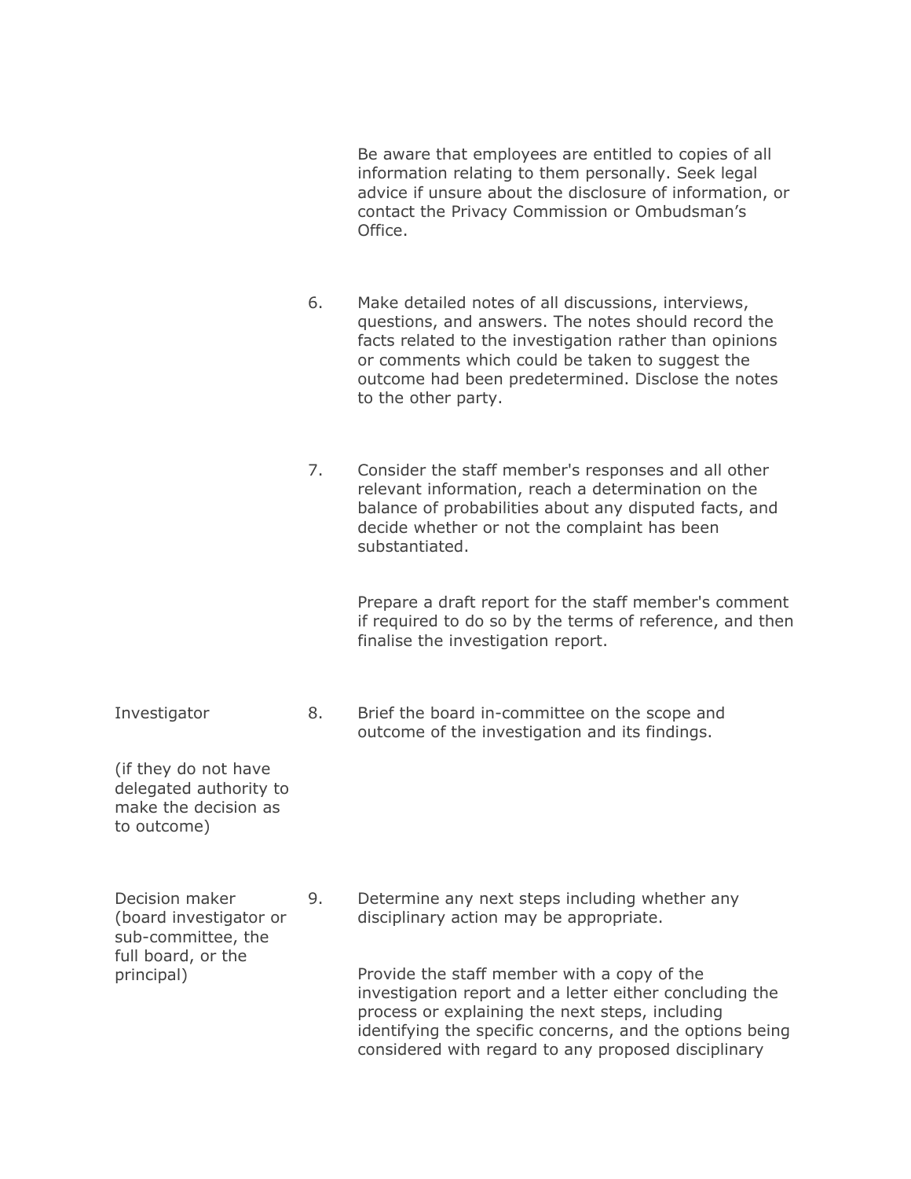| | | |
|---|---|---|
| | | Be aware that employees are entitled to copies of all information relating to them personally. Seek legal advice if unsure about the disclosure of information, or contact the Privacy Commission or Ombudsman’s Office. |
| | 6. | Make detailed notes of all discussions, interviews, questions, and answers. The notes should record the facts related to the investigation rather than opinions or comments which could be taken to suggest the outcome had been predetermined. Disclose the notes to the other party. |
| | 7. | Consider the staff member's responses and all other relevant information, reach a determination on the balance of probabilities about any disputed facts, and decide whether or not the complaint has been substantiated.<br><br>Prepare a draft report for the staff member's comment if required to do so by the terms of reference, and then finalise the investigation report. |
| Investigator<br><br>(if they do not have delegated authority to make the decision as to outcome) | 8. | Brief the board in-committee on the scope and outcome of the investigation and its findings. |
| Decision maker (board investigator or sub-committee, the full board, or the principal) | 9. | Determine any next steps including whether any disciplinary action may be appropriate.<br><br>Provide the staff member with a copy of the investigation report and a letter either concluding the process or explaining the next steps, including identifying the specific concerns, and the options being considered with regard to any proposed disciplinary |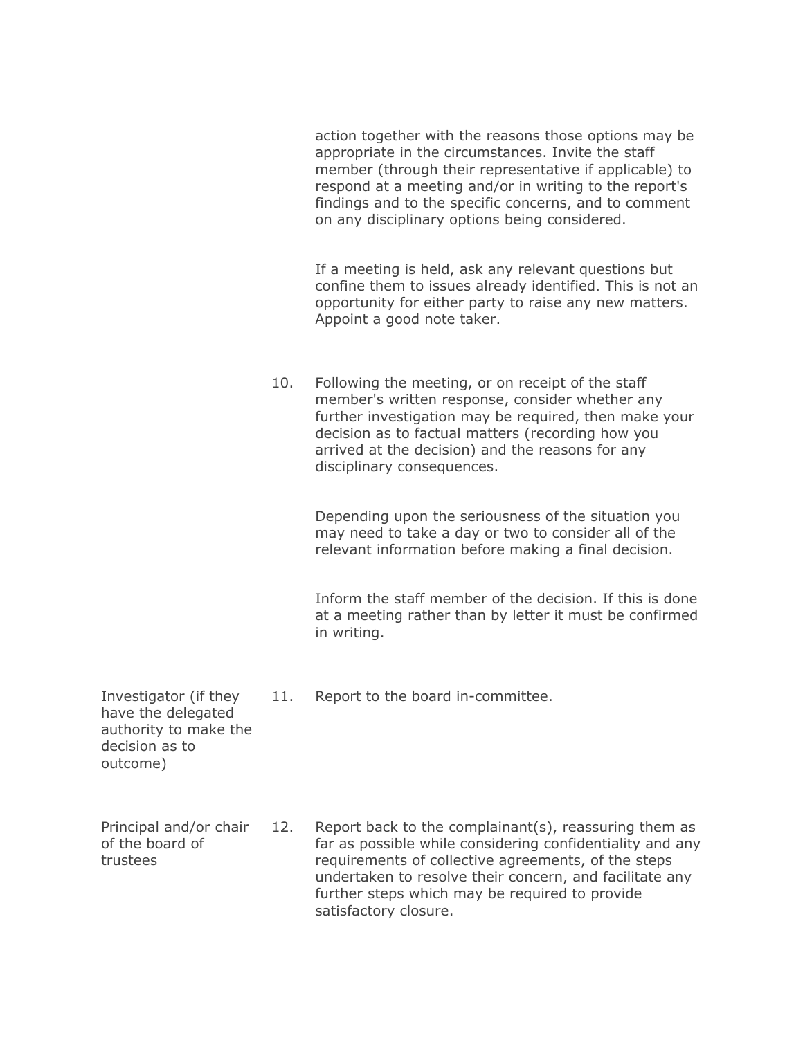| | | |
|---|---|---|
| | | action together with the reasons those options may be appropriate in the circumstances. Invite the staff member (through their representative if applicable) to respond at a meeting and/or in writing to the report's findings and to the specific concerns, and to comment on any disciplinary options being considered.<br><br>If a meeting is held, ask any relevant questions but confine them to issues already identified. This is not an opportunity for either party to raise any new matters. Appoint a good note taker. |
| | 10. | Following the meeting, or on receipt of the staff member's written response, consider whether any further investigation may be required, then make your decision as to factual matters (recording how you arrived at the decision) and the reasons for any disciplinary consequences.<br><br>Depending upon the seriousness of the situation you may need to take a day or two to consider all of the relevant information before making a final decision.<br><br>Inform the staff member of the decision. If this is done at a meeting rather than by letter it must be confirmed in writing. |
| Investigator (if they have the delegated authority to make the decision as to outcome) | 11. | Report to the board in-committee. |
| Principal and/or chair of the board of trustees | 12. | Report back to the complainant(s), reassuring them as far as possible while considering confidentiality and any requirements of collective agreements, of the steps undertaken to resolve their concern, and facilitate any further steps which may be required to provide satisfactory closure. |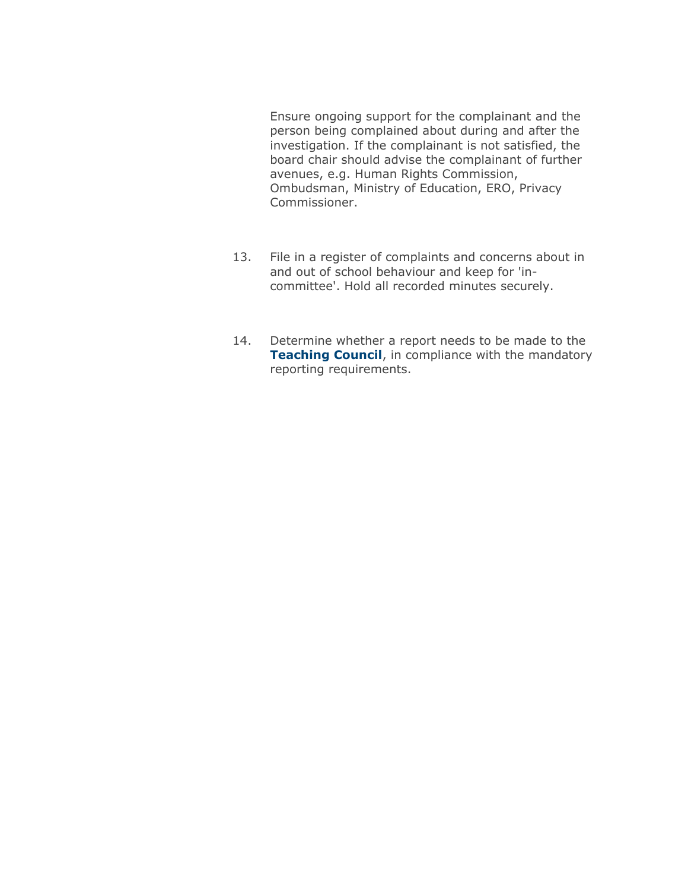Ensure ongoing support for the complainant and the person being complained about during and after the investigation. If the complainant is not satisfied, the board chair should advise the complainant of further avenues, e.g. Human Rights Commission, Ombudsman, Ministry of Education, ERO, Privacy Commissioner.

13. File in a register of complaints and concerns about in and out of school behaviour and keep for 'in-committee'. Hold all recorded minutes securely.

14. Determine whether a report needs to be made to the **Teaching Council**, in compliance with the mandatory reporting requirements.